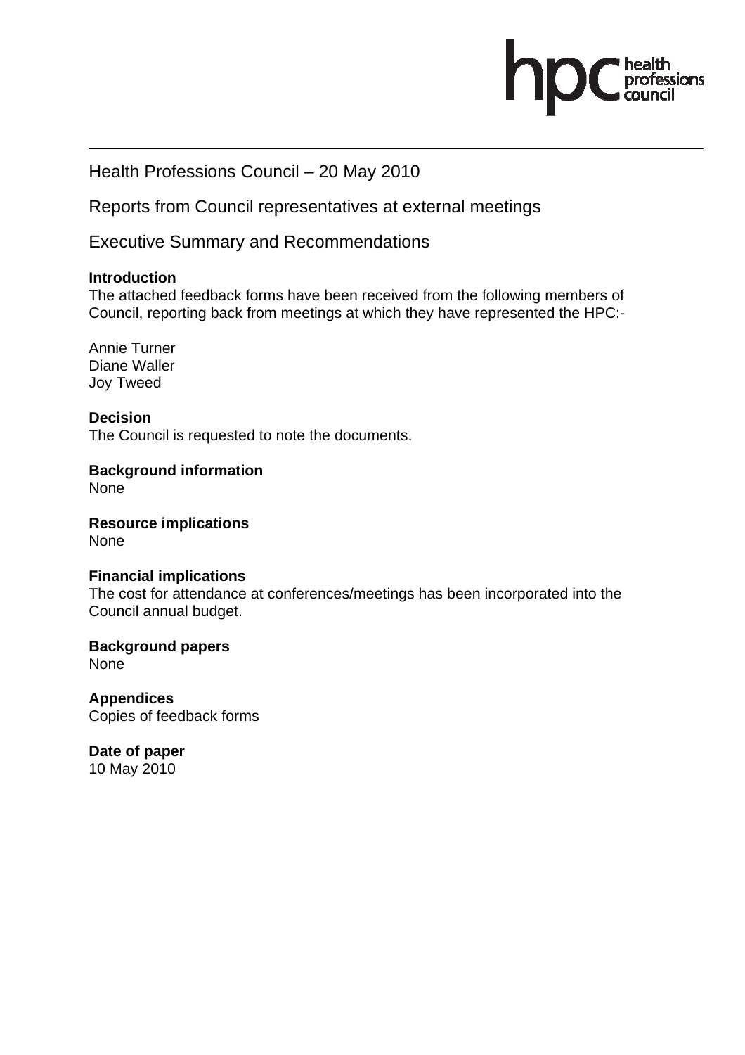hpc health professions council

# Health Professions Council – 20 May 2010

## Reports from Council representatives at external meetings

## Executive Summary and Recommendations

**Introduction**
The attached feedback forms have been received from the following members of Council, reporting back from meetings at which they have represented the HPC:-

Annie Turner
Diane Waller
Joy Tweed

**Decision**
The Council is requested to note the documents.

**Background information**
None

**Resource implications**
None

**Financial implications**
The cost for attendance at conferences/meetings has been incorporated into the Council annual budget.

**Background papers**
None

**Appendices**
Copies of feedback forms

**Date of paper**
10 May 2010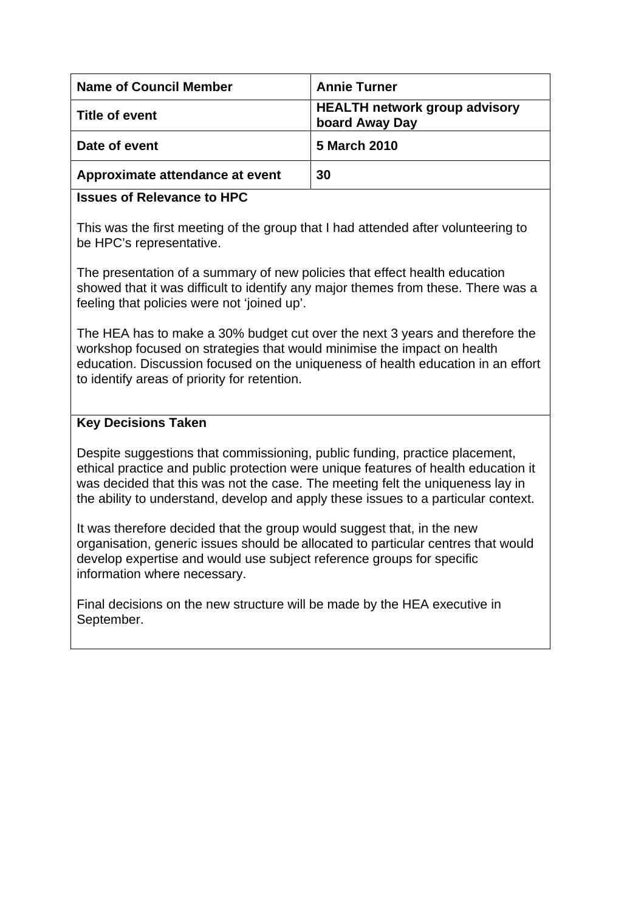| Name of Council Member | Annie Turner |
|---|---|
| Title of event | HEALTH network group advisory board Away Day |
| Date of event | 5 March 2010 |
| Approximate attendance at event | 30 |

**Issues of Relevance to HPC**

This was the first meeting of the group that I had attended after volunteering to be HPC's representative.

The presentation of a summary of new policies that effect health education showed that it was difficult to identify any major themes from these. There was a feeling that policies were not 'joined up'.

The HEA has to make a 30% budget cut over the next 3 years and therefore the workshop focused on strategies that would minimise the impact on health education. Discussion focused on the uniqueness of health education in an effort to identify areas of priority for retention.

**Key Decisions Taken**

Despite suggestions that commissioning, public funding, practice placement, ethical practice and public protection were unique features of health education it was decided that this was not the case. The meeting felt the uniqueness lay in the ability to understand, develop and apply these issues to a particular context.

It was therefore decided that the group would suggest that, in the new organisation, generic issues should be allocated to particular centres that would develop expertise and would use subject reference groups for specific information where necessary.

Final decisions on the new structure will be made by the HEA executive in September.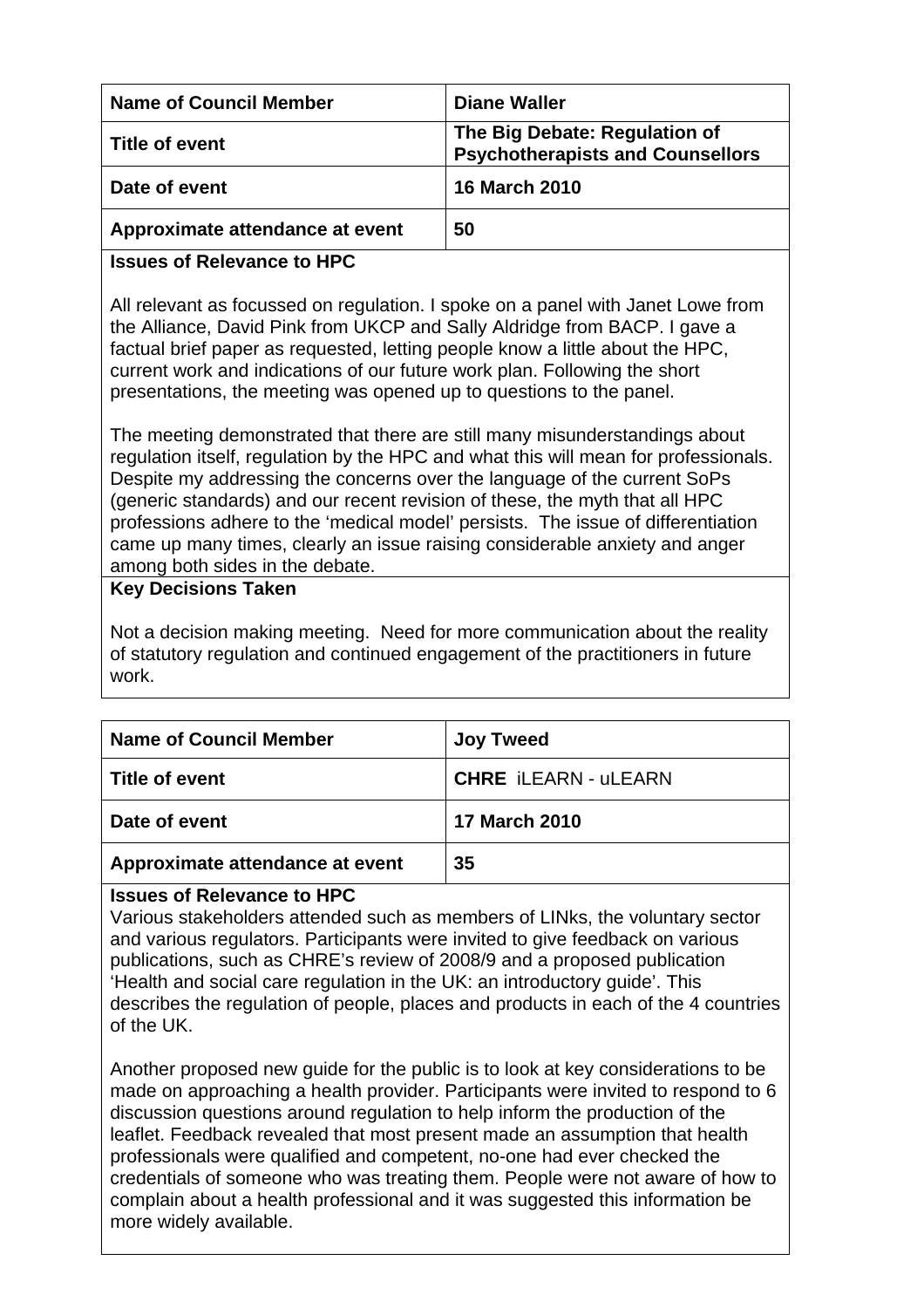| Name of Council Member | Diane Waller |
|---|---|
| Title of event | The Big Debate: Regulation of Psychotherapists and Counsellors |
| Date of event | 16 March 2010 |
| Approximate attendance at event | 50 |

**Issues of Relevance to HPC**

All relevant as focussed on regulation. I spoke on a panel with Janet Lowe from the Alliance, David Pink from UKCP and Sally Aldridge from BACP. I gave a factual brief paper as requested, letting people know a little about the HPC, current work and indications of our future work plan. Following the short presentations, the meeting was opened up to questions to the panel.

The meeting demonstrated that there are still many misunderstandings about regulation itself, regulation by the HPC and what this will mean for professionals. Despite my addressing the concerns over the language of the current SoPs (generic standards) and our recent revision of these, the myth that all HPC professions adhere to the 'medical model' persists. The issue of differentiation came up many times, clearly an issue raising considerable anxiety and anger among both sides in the debate.

**Key Decisions Taken**

Not a decision making meeting. Need for more communication about the reality of statutory regulation and continued engagement of the practitioners in future work.

| Name of Council Member | Joy Tweed |
|---|---|
| Title of event | **CHRE** iLEARN - uLEARN |
| Date of event | 17 March 2010 |
| Approximate attendance at event | 35 |

**Issues of Relevance to HPC**

Various stakeholders attended such as members of LINks, the voluntary sector and various regulators. Participants were invited to give feedback on various publications, such as CHRE's review of 2008/9 and a proposed publication 'Health and social care regulation in the UK: an introductory guide'. This describes the regulation of people, places and products in each of the 4 countries of the UK.

Another proposed new guide for the public is to look at key considerations to be made on approaching a health provider. Participants were invited to respond to 6 discussion questions around regulation to help inform the production of the leaflet. Feedback revealed that most present made an assumption that health professionals were qualified and competent, no-one had ever checked the credentials of someone who was treating them. People were not aware of how to complain about a health professional and it was suggested this information be more widely available.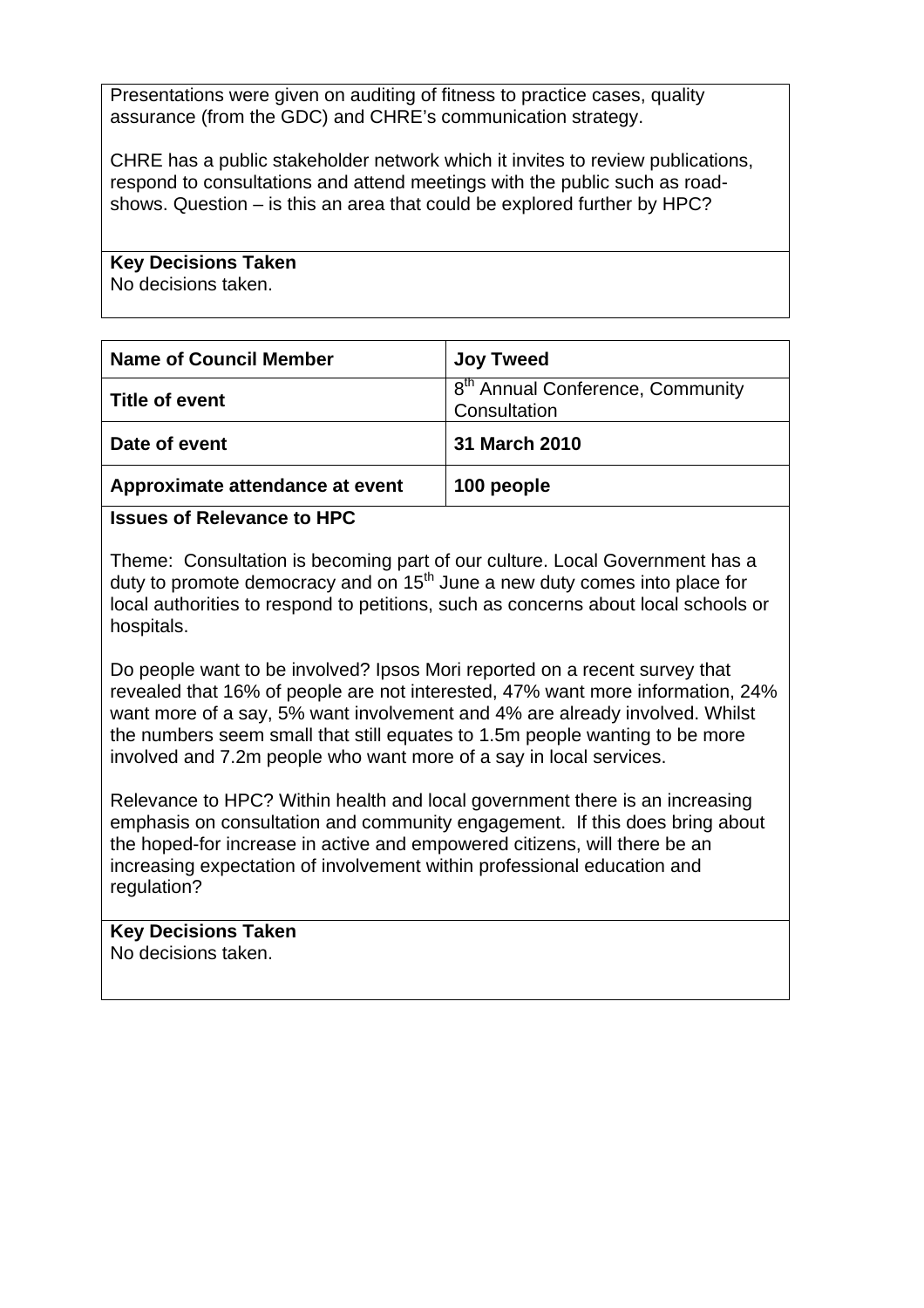Presentations were given on auditing of fitness to practice cases, quality assurance (from the GDC) and CHRE's communication strategy.

CHRE has a public stakeholder network which it invites to review publications, respond to consultations and attend meetings with the public such as road-shows. Question – is this an area that could be explored further by HPC?

**Key Decisions Taken**
No decisions taken.

| | |
|---|---|
| **Name of Council Member** | **Joy Tweed** |
| **Title of event** | 8th Annual Conference, Community Consultation |
| **Date of event** | **31 March 2010** |
| **Approximate attendance at event** | **100 people** |

**Issues of Relevance to HPC**

Theme: Consultation is becoming part of our culture. Local Government has a duty to promote democracy and on 15th June a new duty comes into place for local authorities to respond to petitions, such as concerns about local schools or hospitals.

Do people want to be involved? Ipsos Mori reported on a recent survey that revealed that 16% of people are not interested, 47% want more information, 24% want more of a say, 5% want involvement and 4% are already involved. Whilst the numbers seem small that still equates to 1.5m people wanting to be more involved and 7.2m people who want more of a say in local services.

Relevance to HPC? Within health and local government there is an increasing emphasis on consultation and community engagement. If this does bring about the hoped-for increase in active and empowered citizens, will there be an increasing expectation of involvement within professional education and regulation?

**Key Decisions Taken**
No decisions taken.